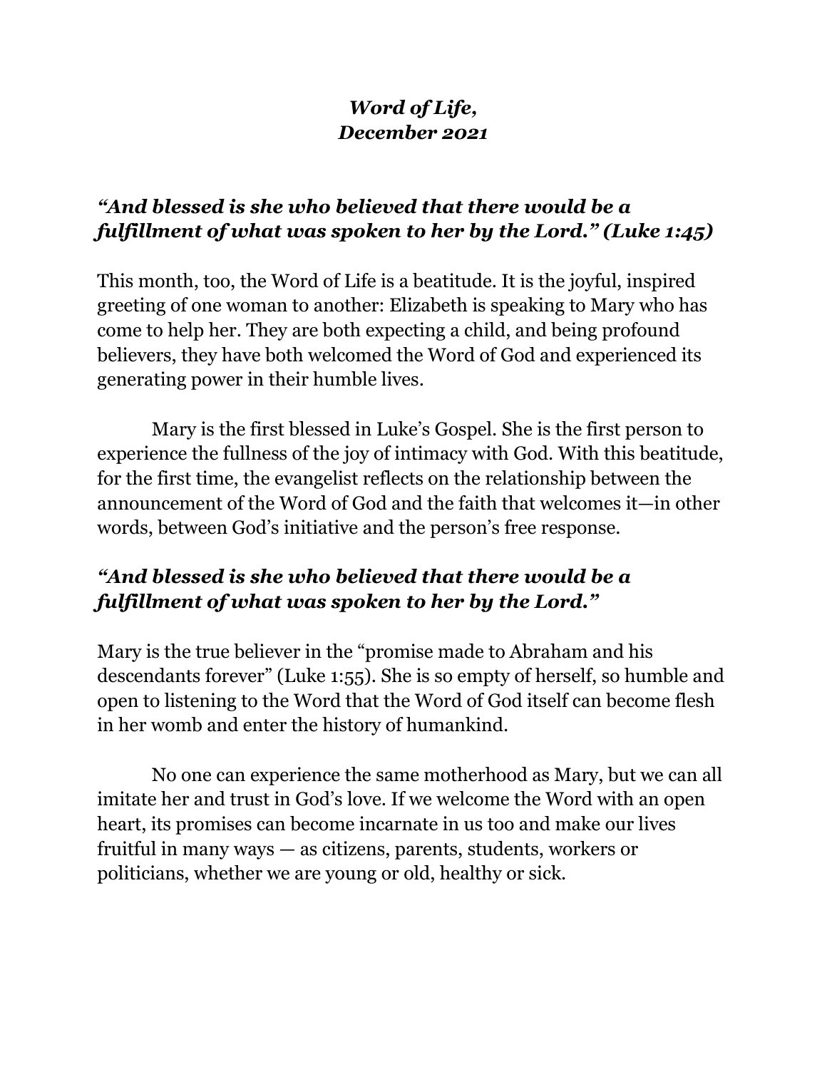***Word of Life,***
***December 2021***

***"And blessed is she who believed that there would be a fulfillment of what was spoken to her by the Lord." (Luke 1:45)***

This month, too, the Word of Life is a beatitude. It is the joyful, inspired greeting of one woman to another: Elizabeth is speaking to Mary who has come to help her. They are both expecting a child, and being profound believers, they have both welcomed the Word of God and experienced its generating power in their humble lives.

Mary is the first blessed in Luke's Gospel. She is the first person to experience the fullness of the joy of intimacy with God. With this beatitude, for the first time, the evangelist reflects on the relationship between the announcement of the Word of God and the faith that welcomes it—in other words, between God's initiative and the person's free response.

***"And blessed is she who believed that there would be a fulfillment of what was spoken to her by the Lord."***

Mary is the true believer in the "promise made to Abraham and his descendants forever" (Luke 1:55). She is so empty of herself, so humble and open to listening to the Word that the Word of God itself can become flesh in her womb and enter the history of humankind.

No one can experience the same motherhood as Mary, but we can all imitate her and trust in God's love. If we welcome the Word with an open heart, its promises can become incarnate in us too and make our lives fruitful in many ways — as citizens, parents, students, workers or politicians, whether we are young or old, healthy or sick.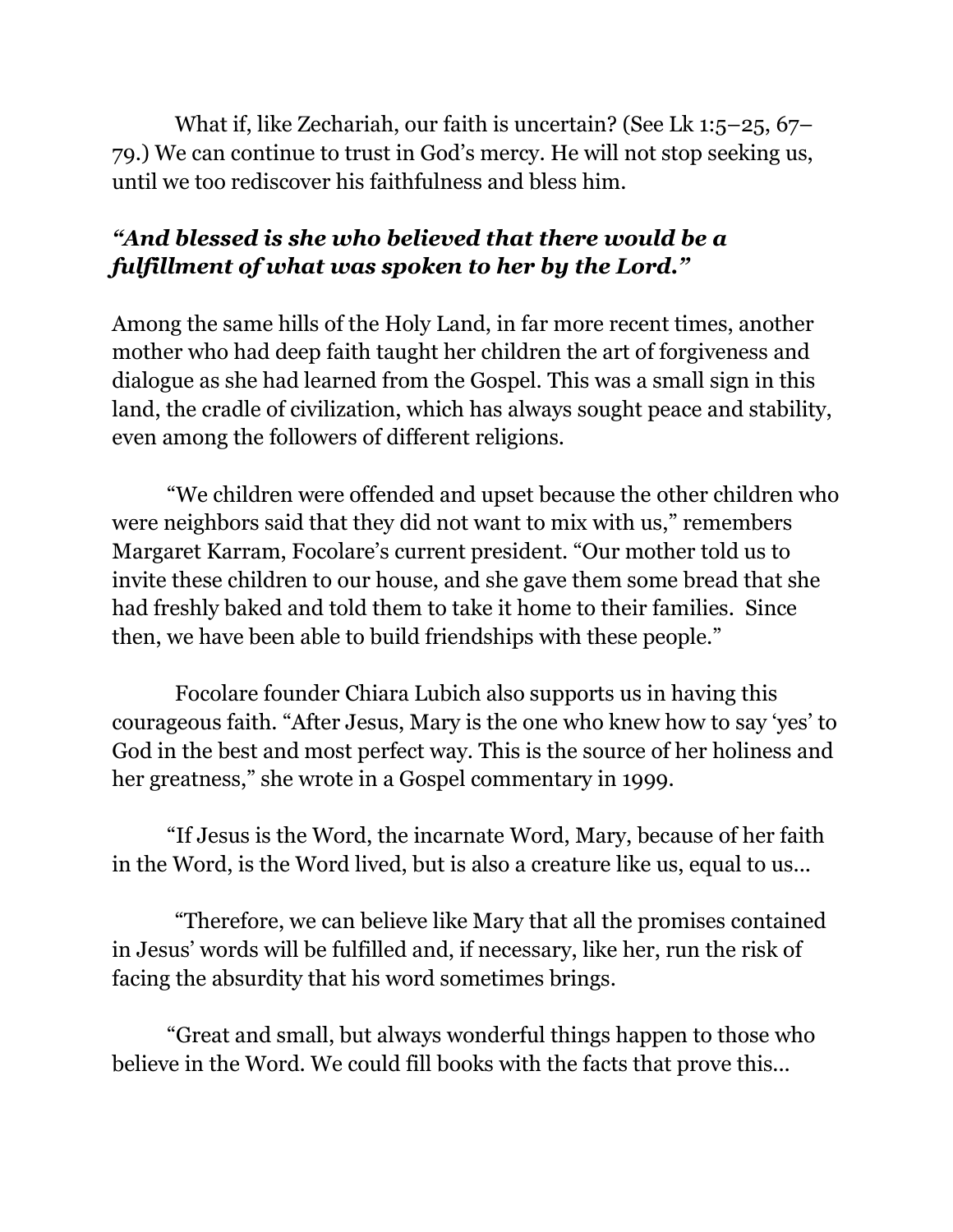What if, like Zechariah, our faith is uncertain? (See Lk 1:5–25, 67–79.) We can continue to trust in God's mercy. He will not stop seeking us, until we too rediscover his faithfulness and bless him.

***"And blessed is she who believed that there would be a fulfillment of what was spoken to her by the Lord."***

Among the same hills of the Holy Land, in far more recent times, another mother who had deep faith taught her children the art of forgiveness and dialogue as she had learned from the Gospel. This was a small sign in this land, the cradle of civilization, which has always sought peace and stability, even among the followers of different religions.

"We children were offended and upset because the other children who were neighbors said that they did not want to mix with us," remembers Margaret Karram, Focolare's current president. "Our mother told us to invite these children to our house, and she gave them some bread that she had freshly baked and told them to take it home to their families. Since then, we have been able to build friendships with these people."

Focolare founder Chiara Lubich also supports us in having this courageous faith. "After Jesus, Mary is the one who knew how to say 'yes' to God in the best and most perfect way. This is the source of her holiness and her greatness," she wrote in a Gospel commentary in 1999.

"If Jesus is the Word, the incarnate Word, Mary, because of her faith in the Word, is the Word lived, but is also a creature like us, equal to us...

"Therefore, we can believe like Mary that all the promises contained in Jesus' words will be fulfilled and, if necessary, like her, run the risk of facing the absurdity that his word sometimes brings.

"Great and small, but always wonderful things happen to those who believe in the Word. We could fill books with the facts that prove this...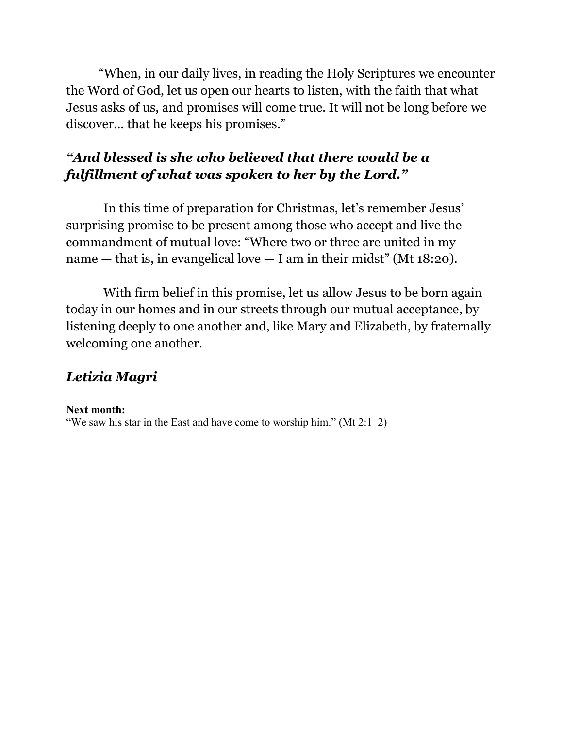"When, in our daily lives, in reading the Holy Scriptures we encounter the Word of God, let us open our hearts to listen, with the faith that what Jesus asks of us, and promises will come true. It will not be long before we discover… that he keeps his promises."

***"And blessed is she who believed that there would be a fulfillment of what was spoken to her by the Lord."***

In this time of preparation for Christmas, let's remember Jesus' surprising promise to be present among those who accept and live the commandment of mutual love: "Where two or three are united in my name — that is, in evangelical love — I am in their midst" (Mt 18:20).

With firm belief in this promise, let us allow Jesus to be born again today in our homes and in our streets through our mutual acceptance, by listening deeply to one another and, like Mary and Elizabeth, by fraternally welcoming one another.

***Letizia Magri***

**Next month:**
"We saw his star in the East and have come to worship him." (Mt 2:1–2)